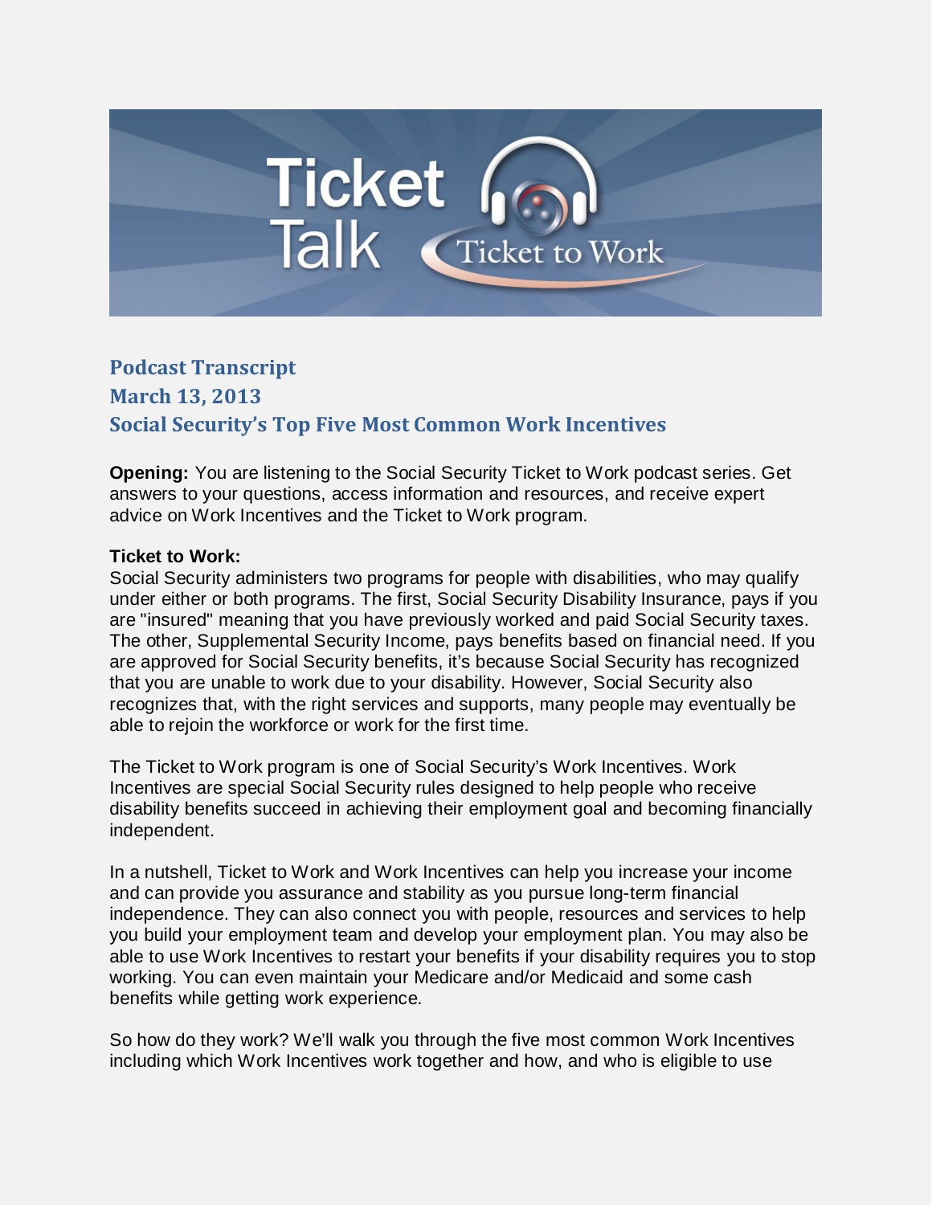# Podcast Transcript
## March 13, 2013
## Social Security's Top Five Most Common Work Incentives

**Opening:** You are listening to the Social Security Ticket to Work podcast series. Get answers to your questions, access information and resources, and receive expert advice on Work Incentives and the Ticket to Work program.

**Ticket to Work:**
Social Security administers two programs for people with disabilities, who may qualify under either or both programs. The first, Social Security Disability Insurance, pays if you are "insured" meaning that you have previously worked and paid Social Security taxes. The other, Supplemental Security Income, pays benefits based on financial need. If you are approved for Social Security benefits, it's because Social Security has recognized that you are unable to work due to your disability. However, Social Security also recognizes that, with the right services and supports, many people may eventually be able to rejoin the workforce or work for the first time.

The Ticket to Work program is one of Social Security's Work Incentives. Work Incentives are special Social Security rules designed to help people who receive disability benefits succeed in achieving their employment goal and becoming financially independent.

In a nutshell, Ticket to Work and Work Incentives can help you increase your income and can provide you assurance and stability as you pursue long-term financial independence. They can also connect you with people, resources and services to help you build your employment team and develop your employment plan. You may also be able to use Work Incentives to restart your benefits if your disability requires you to stop working. You can even maintain your Medicare and/or Medicaid and some cash benefits while getting work experience.

So how do they work? We'll walk you through the five most common Work Incentives including which Work Incentives work together and how, and who is eligible to use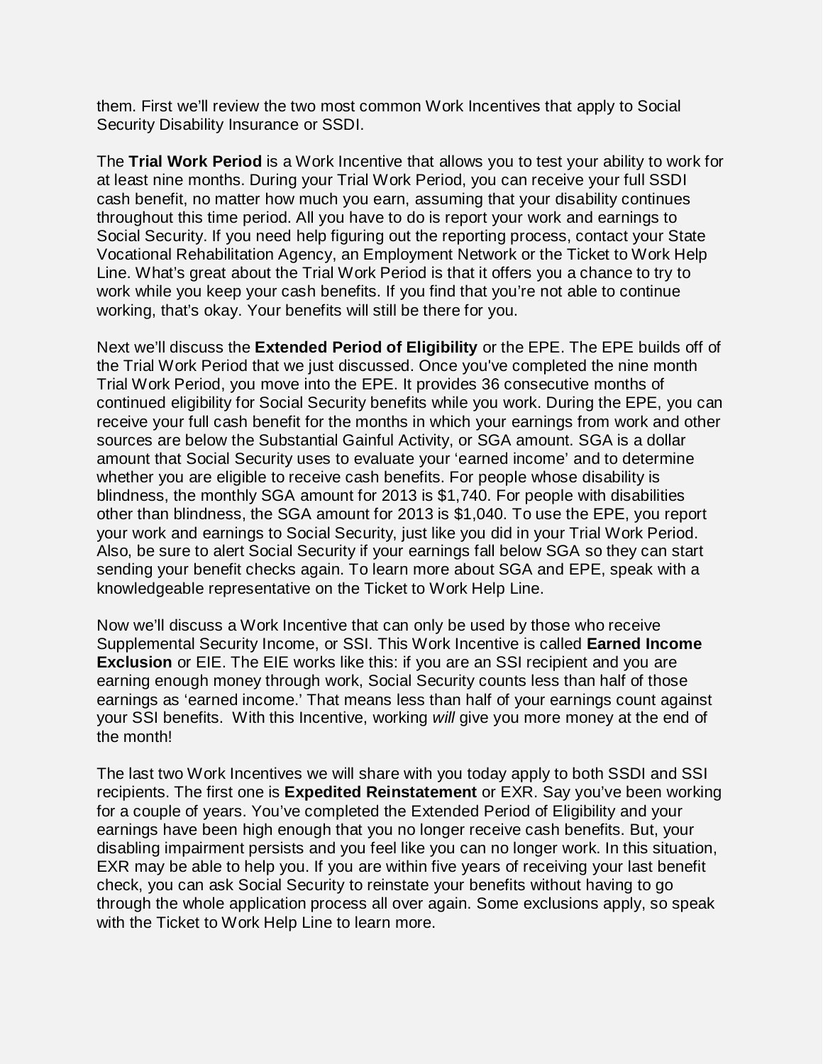them. First we'll review the two most common Work Incentives that apply to Social Security Disability Insurance or SSDI.

The **Trial Work Period** is a Work Incentive that allows you to test your ability to work for at least nine months. During your Trial Work Period, you can receive your full SSDI cash benefit, no matter how much you earn, assuming that your disability continues throughout this time period. All you have to do is report your work and earnings to Social Security. If you need help figuring out the reporting process, contact your State Vocational Rehabilitation Agency, an Employment Network or the Ticket to Work Help Line. What's great about the Trial Work Period is that it offers you a chance to try to work while you keep your cash benefits. If you find that you're not able to continue working, that's okay. Your benefits will still be there for you.

Next we'll discuss the **Extended Period of Eligibility** or the EPE. The EPE builds off of the Trial Work Period that we just discussed. Once you've completed the nine month Trial Work Period, you move into the EPE. It provides 36 consecutive months of continued eligibility for Social Security benefits while you work. During the EPE, you can receive your full cash benefit for the months in which your earnings from work and other sources are below the Substantial Gainful Activity, or SGA amount. SGA is a dollar amount that Social Security uses to evaluate your 'earned income' and to determine whether you are eligible to receive cash benefits. For people whose disability is blindness, the monthly SGA amount for 2013 is $1,740. For people with disabilities other than blindness, the SGA amount for 2013 is $1,040. To use the EPE, you report your work and earnings to Social Security, just like you did in your Trial Work Period. Also, be sure to alert Social Security if your earnings fall below SGA so they can start sending your benefit checks again. To learn more about SGA and EPE, speak with a knowledgeable representative on the Ticket to Work Help Line.

Now we'll discuss a Work Incentive that can only be used by those who receive Supplemental Security Income, or SSI. This Work Incentive is called **Earned Income Exclusion** or EIE. The EIE works like this: if you are an SSI recipient and you are earning enough money through work, Social Security counts less than half of those earnings as 'earned income.' That means less than half of your earnings count against your SSI benefits. With this Incentive, working *will* give you more money at the end of the month!

The last two Work Incentives we will share with you today apply to both SSDI and SSI recipients. The first one is **Expedited Reinstatement** or EXR. Say you've been working for a couple of years. You've completed the Extended Period of Eligibility and your earnings have been high enough that you no longer receive cash benefits. But, your disabling impairment persists and you feel like you can no longer work. In this situation, EXR may be able to help you. If you are within five years of receiving your last benefit check, you can ask Social Security to reinstate your benefits without having to go through the whole application process all over again. Some exclusions apply, so speak with the Ticket to Work Help Line to learn more.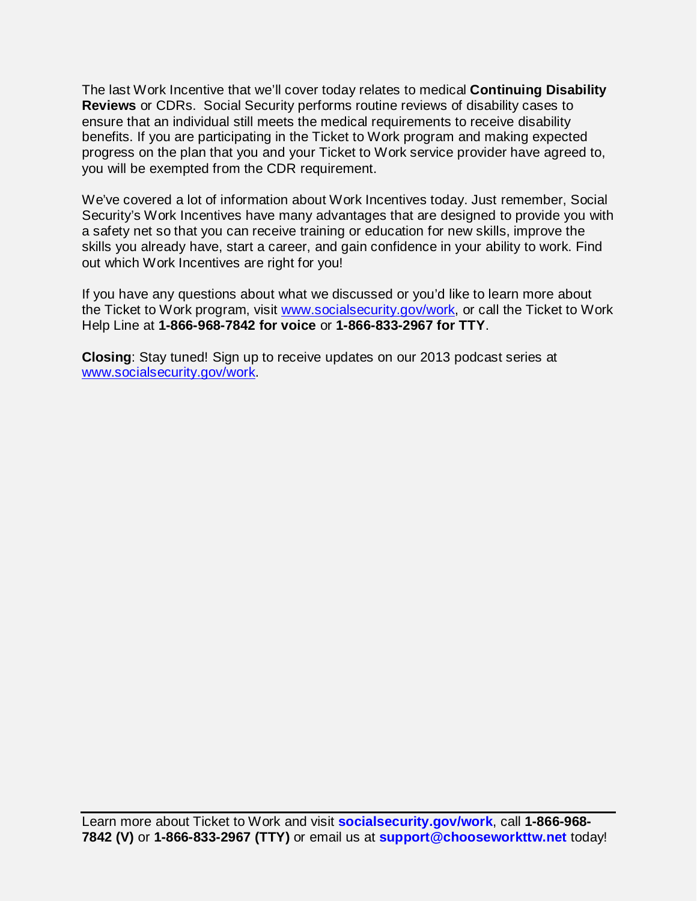The last Work Incentive that we'll cover today relates to medical **Continuing Disability Reviews** or CDRs. Social Security performs routine reviews of disability cases to ensure that an individual still meets the medical requirements to receive disability benefits. If you are participating in the Ticket to Work program and making expected progress on the plan that you and your Ticket to Work service provider have agreed to, you will be exempted from the CDR requirement.

We've covered a lot of information about Work Incentives today. Just remember, Social Security's Work Incentives have many advantages that are designed to provide you with a safety net so that you can receive training or education for new skills, improve the skills you already have, start a career, and gain confidence in your ability to work. Find out which Work Incentives are right for you!

If you have any questions about what we discussed or you'd like to learn more about the Ticket to Work program, visit [www.socialsecurity.gov/work](http://www.socialsecurity.gov/work), or call the Ticket to Work Help Line at **1-866-968-7842 for voice** or **1-866-833-2967 for TTY**.

**Closing**: Stay tuned! Sign up to receive updates on our 2013 podcast series at [www.socialsecurity.gov/work](http://www.socialsecurity.gov/work).